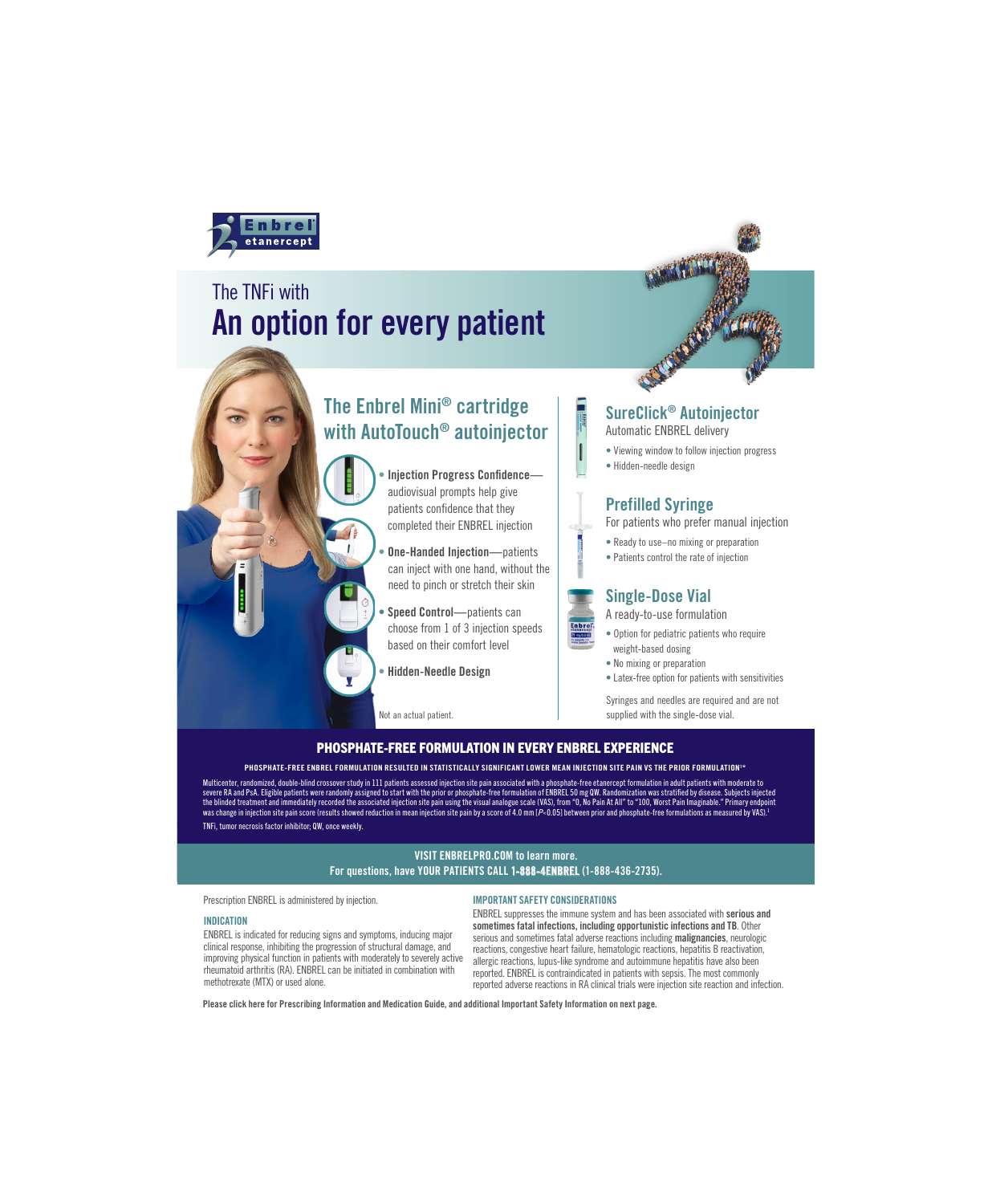Enbrel etanercept

# The TNFi with
# An option for every patient

## The Enbrel Mini® cartridge with AutoTouch® autoinjector

- **Injection Progress Confidence**—audiovisual prompts help give patients confidence that they completed their ENBREL injection
- **One-Handed Injection**—patients can inject with one hand, without the need to pinch or stretch their skin
- **Speed Control**—patients can choose from 1 of 3 injection speeds based on their comfort level
- **Hidden-Needle Design**

Not an actual patient.

## SureClick® Autoinjector

Automatic ENBREL delivery

- Viewing window to follow injection progress
- Hidden-needle design

## Prefilled Syringe

For patients who prefer manual injection

- Ready to use–no mixing or preparation
- Patients control the rate of injection

## Single-Dose Vial

A ready-to-use formulation

- Option for pediatric patients who require weight-based dosing
- No mixing or preparation
- Latex-free option for patients with sensitivities

Syringes and needles are required and are not supplied with the single-dose vial.

## PHOSPHATE-FREE FORMULATION IN EVERY ENBREL EXPERIENCE

**PHOSPHATE-FREE ENBREL FORMULATION RESULTED IN STATISTICALLY SIGNIFICANT LOWER MEAN INJECTION SITE PAIN VS THE PRIOR FORMULATION[1]***

Multicenter, randomized, double-blind crossover study in 111 patients assessed injection site pain associated with a phosphate-free etanercept formulation in adult patients with moderate to severe RA and PsA. Eligible patients were randomly assigned to start with the prior or phosphate-free formulation of ENBREL 50 mg QW. Randomization was stratified by disease. Subjects injected the blinded treatment and immediately recorded the associated injection site pain using the visual analogue scale (VAS), from "0, No Pain At All" to "100, Worst Pain Imaginable." Primary endpoint was change in injection site pain score (results showed reduction in mean injection site pain by a score of 4.0 mm [$P<0.05$] between prior and phosphate-free formulations as measured by VAS).[1]

TNFi, tumor necrosis factor inhibitor; QW, once weekly.

**VISIT ENBRELPRO.COM to learn more.**
**For questions, have YOUR PATIENTS CALL 1-888-4ENBREL (1-888-436-2735).**

Prescription ENBREL is administered by injection.

### INDICATION

ENBREL is indicated for reducing signs and symptoms, inducing major clinical response, inhibiting the progression of structural damage, and improving physical function in patients with moderately to severely active rheumatoid arthritis (RA). ENBREL can be initiated in combination with methotrexate (MTX) or used alone.

### IMPORTANT SAFETY CONSIDERATIONS

ENBREL suppresses the immune system and has been associated with **serious and sometimes fatal infections, including opportunistic infections and TB**. Other serious and sometimes fatal adverse reactions including **malignancies**, neurologic reactions, congestive heart failure, hematologic reactions, hepatitis B reactivation, allergic reactions, lupus-like syndrome and autoimmune hepatitis have also been reported. ENBREL is contraindicated in patients with sepsis. The most commonly reported adverse reactions in RA clinical trials were injection site reaction and infection.

**Please click here for Prescribing Information and Medication Guide, and additional Important Safety Information on next page.**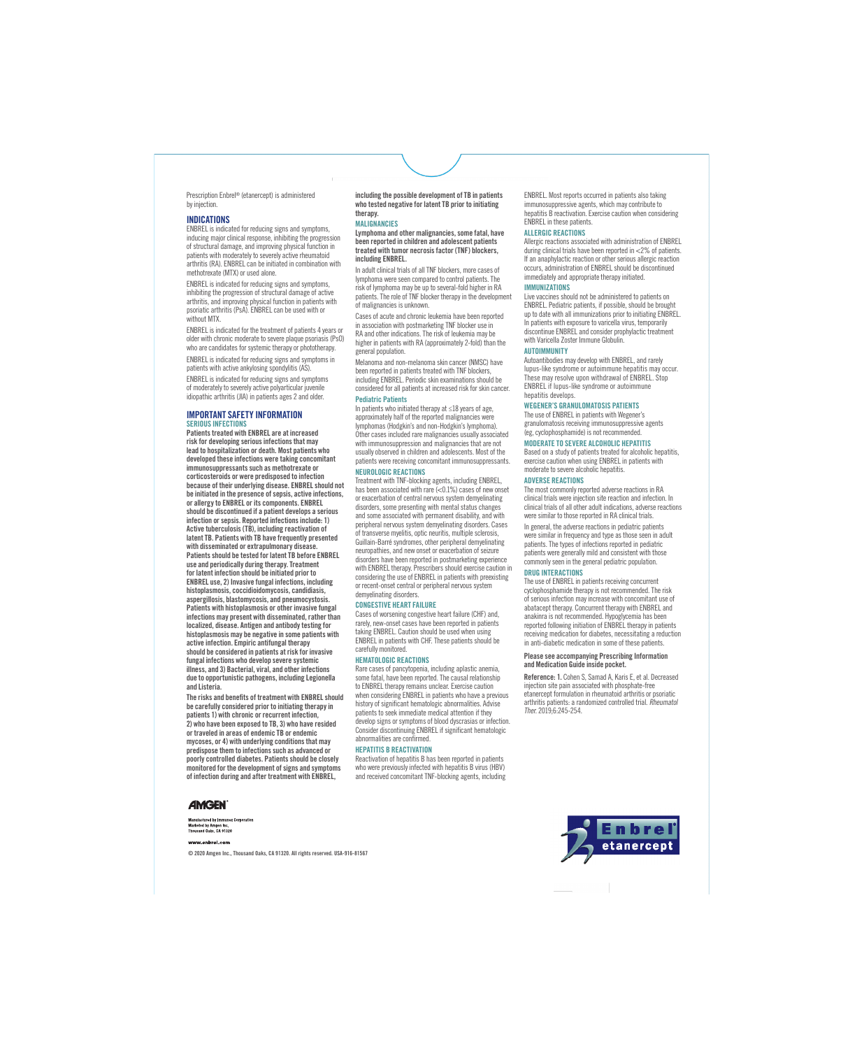Prescription Enbrel® (etanercept) is administered by injection.

## INDICATIONS

ENBREL is indicated for reducing signs and symptoms, inducing major clinical response, inhibiting the progression of structural damage, and improving physical function in patients with moderately to severely active rheumatoid arthritis (RA). ENBREL can be initiated in combination with methotrexate (MTX) or used alone.

ENBREL is indicated for reducing signs and symptoms, inhibiting the progression of structural damage of active arthritis, and improving physical function in patients with psoriatic arthritis (PsA). ENBREL can be used with or without MTX.

ENBREL is indicated for the treatment of patients 4 years or older with chronic moderate to severe plaque psoriasis (PsO) who are candidates for systemic therapy or phototherapy.

ENBREL is indicated for reducing signs and symptoms in patients with active ankylosing spondylitis (AS).

ENBREL is indicated for reducing signs and symptoms of moderately to severely active polyarticular juvenile idiopathic arthritis (JIA) in patients ages 2 and older.

## IMPORTANT SAFETY INFORMATION

### SERIOUS INFECTIONS

**Patients treated with ENBREL are at increased risk for developing serious infections that may lead to hospitalization or death. Most patients who developed these infections were taking concomitant immunosuppressants such as methotrexate or corticosteroids or were predisposed to infection because of their underlying disease. ENBREL should not be initiated in the presence of sepsis, active infections, or allergy to ENBREL or its components. ENBREL should be discontinued if a patient develops a serious infection or sepsis. Reported infections include: 1) Active tuberculosis (TB), including reactivation of latent TB. Patients with TB have frequently presented with disseminated or extrapulmonary disease. Patients should be tested for latent TB before ENBREL use and periodically during therapy. Treatment for latent infection should be initiated prior to ENBREL use, 2) Invasive fungal infections, including histoplasmosis, coccidioidomycosis, candidiasis, aspergillosis, blastomycosis, and pneumocystosis. Patients with histoplasmosis or other invasive fungal infections may present with disseminated, rather than localized, disease. Antigen and antibody testing for histoplasmosis may be negative in some patients with active infection. Empiric antifungal therapy should be considered in patients at risk for invasive fungal infections who develop severe systemic illness, and 3) Bacterial, viral, and other infections due to opportunistic pathogens, including Legionella and Listeria.**

**The risks and benefits of treatment with ENBREL should be carefully considered prior to initiating therapy in patients 1) with chronic or recurrent infection, 2) who have been exposed to TB, 3) who have resided or traveled in areas of endemic TB or endemic mycoses, or 4) with underlying conditions that may predispose them to infections such as advanced or poorly controlled diabetes. Patients should be closely monitored for the development of signs and symptoms of infection during and after treatment with ENBREL, including the possible development of TB in patients who tested negative for latent TB prior to initiating therapy.**

### MALIGNANCIES

**Lymphoma and other malignancies, some fatal, have been reported in children and adolescent patients treated with tumor necrosis factor (TNF) blockers, including ENBREL.**

In adult clinical trials of all TNF blockers, more cases of lymphoma were seen compared to control patients. The risk of lymphoma may be up to several-fold higher in RA patients. The role of TNF blocker therapy in the development of malignancies is unknown.

Cases of acute and chronic leukemia have been reported in association with postmarketing TNF blocker use in RA and other indications. The risk of leukemia may be higher in patients with RA (approximately 2-fold) than the general population.

Melanoma and non-melanoma skin cancer (NMSC) have been reported in patients treated with TNF blockers, including ENBREL. Periodic skin examinations should be considered for all patients at increased risk for skin cancer.

#### Pediatric Patients

In patients who initiated therapy at ≤18 years of age, approximately half of the reported malignancies were lymphomas (Hodgkin's and non-Hodgkin's lymphoma). Other cases included rare malignancies usually associated with immunosuppression and malignancies that are not usually observed in children and adolescents. Most of the patients were receiving concomitant immunosuppressants.

### NEUROLOGIC REACTIONS

Treatment with TNF-blocking agents, including ENBREL, has been associated with rare (<0.1%) cases of new onset or exacerbation of central nervous system demyelinating disorders, some presenting with mental status changes and some associated with permanent disability, and with peripheral nervous system demyelinating disorders. Cases of transverse myelitis, optic neuritis, multiple sclerosis, Guillain-Barré syndromes, other peripheral demyelinating neuropathies, and new onset or exacerbation of seizure disorders have been reported in postmarketing experience with ENBREL therapy. Prescribers should exercise caution in considering the use of ENBREL in patients with preexisting or recent-onset central or peripheral nervous system demyelinating disorders.

### CONGESTIVE HEART FAILURE

Cases of worsening congestive heart failure (CHF) and, rarely, new-onset cases have been reported in patients taking ENBREL. Caution should be used when using ENBREL in patients with CHF. These patients should be carefully monitored.

### HEMATOLOGIC REACTIONS

Rare cases of pancytopenia, including aplastic anemia, some fatal, have been reported. The causal relationship to ENBREL therapy remains unclear. Exercise caution when considering ENBREL in patients who have a previous history of significant hematologic abnormalities. Advise patients to seek immediate medical attention if they develop signs or symptoms of blood dyscrasias or infection. Consider discontinuing ENBREL if significant hematologic abnormalities are confirmed.

### HEPATITIS B REACTIVATION

Reactivation of hepatitis B has been reported in patients who were previously infected with hepatitis B virus (HBV) and received concomitant TNF-blocking agents, including ENBREL. Most reports occurred in patients also taking immunosuppressive agents, which may contribute to hepatitis B reactivation. Exercise caution when considering ENBREL in these patients.

### ALLERGIC REACTIONS

Allergic reactions associated with administration of ENBREL during clinical trials have been reported in <2% of patients. If an anaphylactic reaction or other serious allergic reaction occurs, administration of ENBREL should be discontinued immediately and appropriate therapy initiated.

### IMMUNIZATIONS

Live vaccines should not be administered to patients on ENBREL. Pediatric patients, if possible, should be brought up to date with all immunizations prior to initiating ENBREL. In patients with exposure to varicella virus, temporarily discontinue ENBREL and consider prophylactic treatment with Varicella Zoster Immune Globulin.

### AUTOIMMUNITY

Autoantibodies may develop with ENBREL, and rarely lupus-like syndrome or autoimmune hepatitis may occur. These may resolve upon withdrawal of ENBREL. Stop ENBREL if lupus-like syndrome or autoimmune hepatitis develops.

### WEGENER'S GRANULOMATOSIS PATIENTS

The use of ENBREL in patients with Wegener's granulomatosis receiving immunosuppressive agents (eg, cyclophosphamide) is not recommended.

### MODERATE TO SEVERE ALCOHOLIC HEPATITIS

Based on a study of patients treated for alcoholic hepatitis, exercise caution when using ENBREL in patients with moderate to severe alcoholic hepatitis.

### ADVERSE REACTIONS

The most commonly reported adverse reactions in RA clinical trials were injection site reaction and infection. In clinical trials of all other adult indications, adverse reactions were similar to those reported in RA clinical trials.

In general, the adverse reactions in pediatric patients were similar in frequency and type as those seen in adult patients. The types of infections reported in pediatric patients were generally mild and consistent with those commonly seen in the general pediatric population.

### DRUG INTERACTIONS

The use of ENBREL in patients receiving concurrent cyclophosphamide therapy is not recommended. The risk of serious infection may increase with concomitant use of abatacept therapy. Concurrent therapy with ENBREL and anakinra is not recommended. Hypoglycemia has been reported following initiation of ENBREL therapy in patients receiving medication for diabetes, necessitating a reduction in anti-diabetic medication in some of these patients.

**Please see accompanying Prescribing Information and Medication Guide inside pocket.**

**Reference: 1.** Cohen S, Samad A, Karis E, et al. Decreased injection site pain associated with phosphate-free etanercept formulation in rheumatoid arthritis or psoriatic arthritis patients: a randomized controlled trial. *Rheumatol Ther*. 2019;6:245-254.

AMGEN®

Manufactured by Immunex Corporation
Marketed by Amgen Inc.,
Thousand Oaks, CA 91320

www.enbrel.com

© 2020 Amgen Inc., Thousand Oaks, CA 91320. All rights reserved. USA-916-81567

Enbrel® etanercept